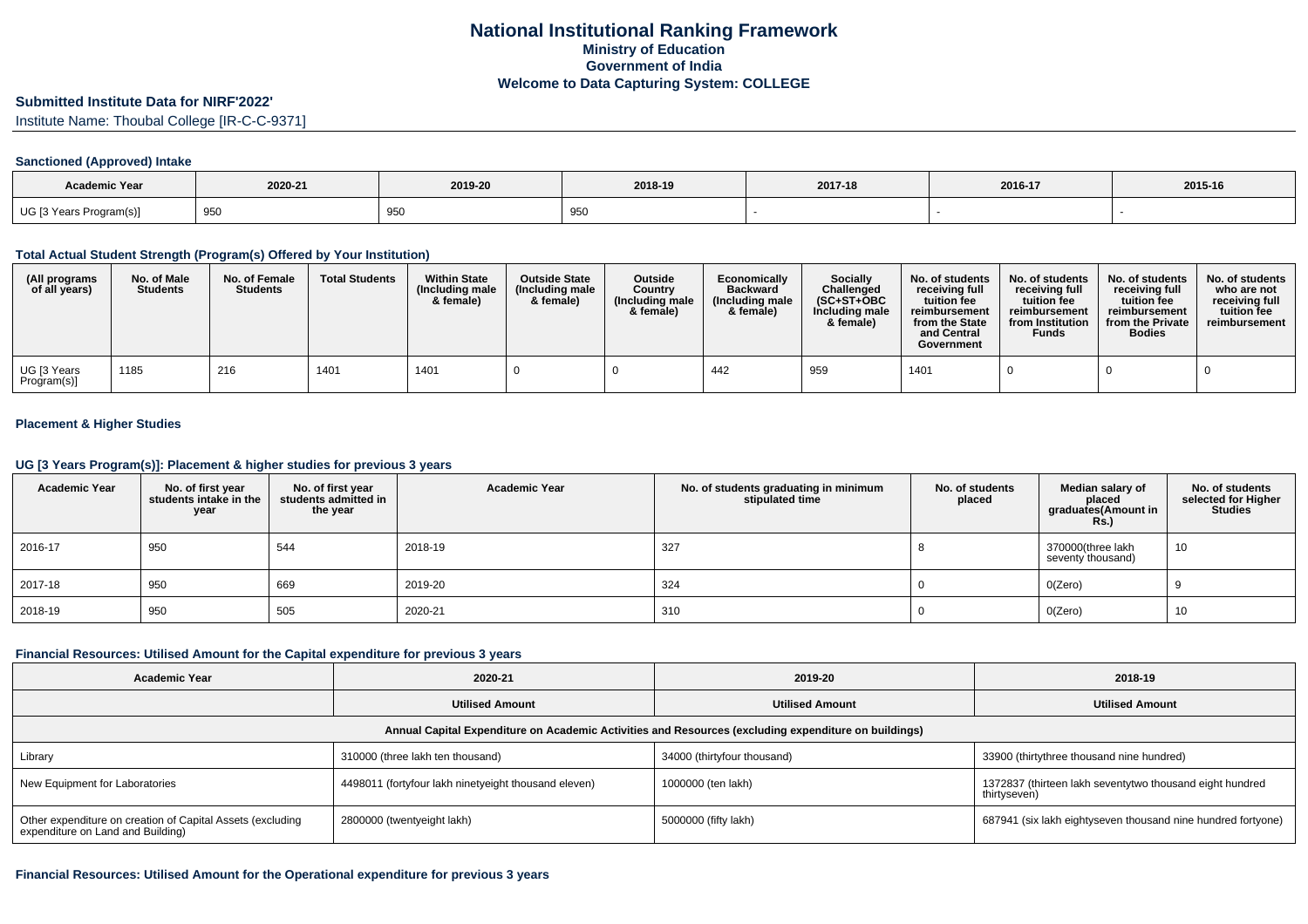# National Institutional Ranking Framework
## Ministry of Education
## Government of India
## Welcome to Data Capturing System: COLLEGE

**Submitted Institute Data for NIRF'2022'**

Institute Name: Thoubal College [IR-C-C-9371]

### Sanctioned (Approved) Intake

| Academic Year | 2020-21 | 2019-20 | 2018-19 | 2017-18 | 2016-17 | 2015-16 |
|---|---|---|---|---|---|---|
| UG [3 Years Program(s)] | 950 | 950 | 950 | - | - | - |

### Total Actual Student Strength (Program(s) Offered by Your Institution)

| (All programs of all years) | No. of Male Students | No. of Female Students | Total Students | Within State (Including male & female) | Outside State (Including male & female) | Outside Country (Including male & female) | Economically Backward (Including male & female) | Socially Challenged (SC+ST+OBC Including male & female) | No. of students receiving full tuition fee reimbursement from the State and Central Government | No. of students receiving full tuition fee reimbursement from Institution Funds | No. of students receiving full tuition fee reimbursement from the Private Bodies | No. of students who are not receiving full tuition fee reimbursement |
|---|---|---|---|---|---|---|---|---|---|---|---|---|
| UG [3 Years Program(s)] | 1185 | 216 | 1401 | 1401 | 0 | 0 | 442 | 959 | 1401 | 0 | 0 | 0 |

### Placement & Higher Studies

### UG [3 Years Program(s)]: Placement & higher studies for previous 3 years

| Academic Year | No. of first year students intake in the year | No. of first year students admitted in the year | Academic Year | No. of students graduating in minimum stipulated time | No. of students placed | Median salary of placed graduates(Amount in Rs.) | No. of students selected for Higher Studies |
|---|---|---|---|---|---|---|---|
| 2016-17 | 950 | 544 | 2018-19 | 327 | 8 | 370000(three lakh seventy thousand) | 10 |
| 2017-18 | 950 | 669 | 2019-20 | 324 | 0 | 0(Zero) | 9 |
| 2018-19 | 950 | 505 | 2020-21 | 310 | 0 | 0(Zero) | 10 |

### Financial Resources: Utilised Amount for the Capital expenditure for previous 3 years

| Academic Year | 2020-21 | 2019-20 | 2018-19 |
|---|---|---|---|
| | **Utilised Amount** | **Utilised Amount** | **Utilised Amount** |
| **Annual Capital Expenditure on Academic Activities and Resources (excluding expenditure on buildings)** | | | |
| Library | 310000 (three lakh ten thousand) | 34000 (thirtyfour thousand) | 33900 (thirtythree thousand nine hundred) |
| New Equipment for Laboratories | 4498011 (fortyfour lakh ninetyeight thousand eleven) | 1000000 (ten lakh) | 1372837 (thirteen lakh seventytwo thousand eight hundred thirtyseven) |
| Other expenditure on creation of Capital Assets (excluding expenditure on Land and Building) | 2800000 (twentyeight lakh) | 5000000 (fifty lakh) | 687941 (six lakh eightyseven thousand nine hundred fortyone) |

### Financial Resources: Utilised Amount for the Operational expenditure for previous 3 years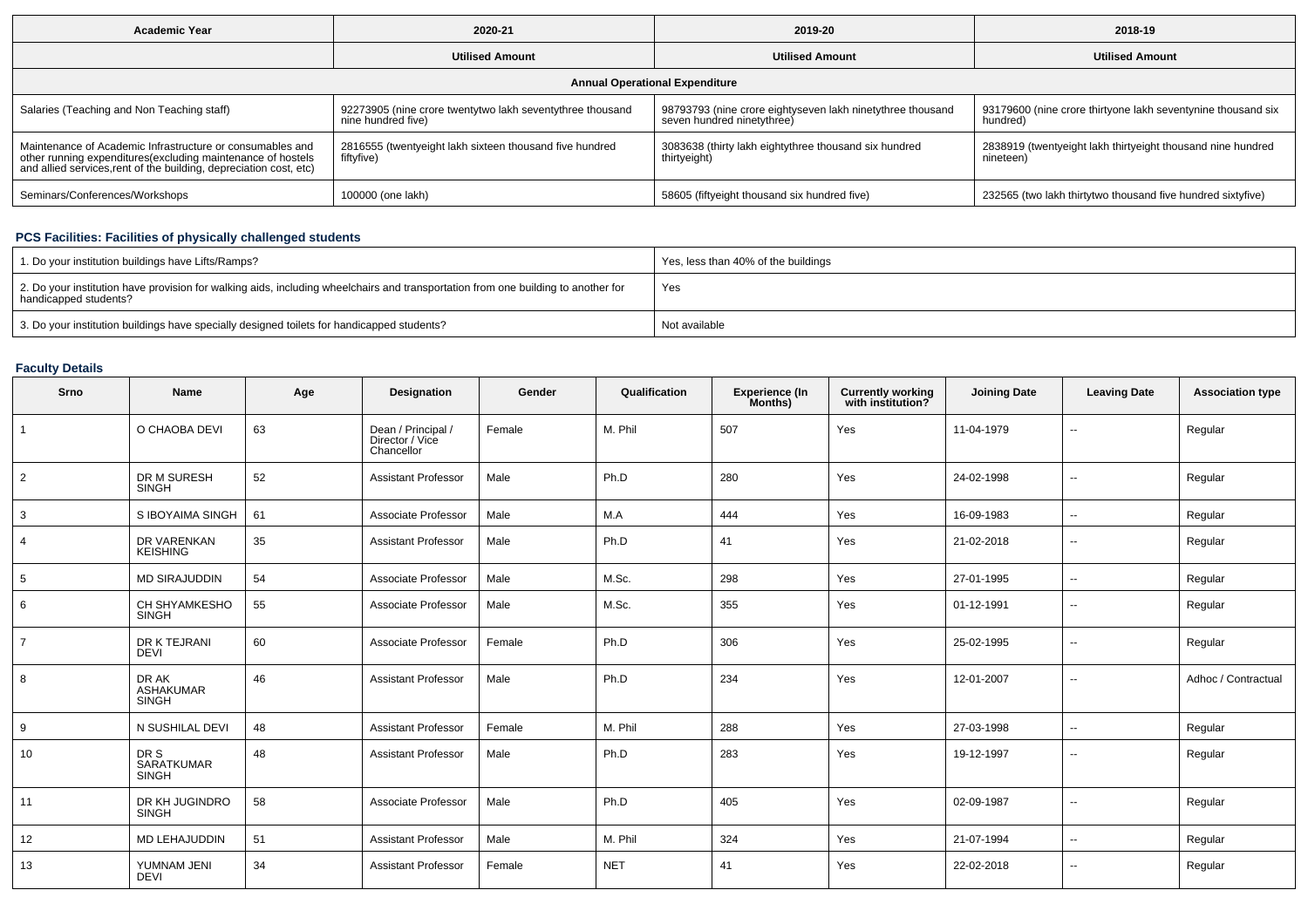| Academic Year | 2020-21 | 2019-20 | 2018-19 |
|---|---|---|---|
| | Utilised Amount | Utilised Amount | Utilised Amount |
| **Annual Operational Expenditure** | | | |
| Salaries (Teaching and Non Teaching staff) | 92273905 (nine crore twentytwo lakh seventythree thousand nine hundred five) | 98793793 (nine crore eightyseven lakh ninetythree thousand seven hundred ninetythree) | 93179600 (nine crore thirtyone lakh seventynine thousand six hundred) |
| Maintenance of Academic Infrastructure or consumables and other running expenditures(excluding maintenance of hostels and allied services,rent of the building, depreciation cost, etc) | 2816555 (twentyeight lakh sixteen thousand five hundred fiftyfive) | 3083638 (thirty lakh eightythree thousand six hundred thirtyeight) | 2838919 (twentyeight lakh thirtyeight thousand nine hundred nineteen) |
| Seminars/Conferences/Workshops | 100000 (one lakh) | 58605 (fiftyeight thousand six hundred five) | 232565 (two lakh thirtytwo thousand five hundred sixtyfive) |

### PCS Facilities: Facilities of physically challenged students

| | |
|---|---|
| 1. Do your institution buildings have Lifts/Ramps? | Yes, less than 40% of the buildings |
| 2. Do your institution have provision for walking aids, including wheelchairs and transportation from one building to another for handicapped students? | Yes |
| 3. Do your institution buildings have specially designed toilets for handicapped students? | Not available |

### Faculty Details

| Srno | Name | Age | Designation | Gender | Qualification | Experience (In Months) | Currently working with institution? | Joining Date | Leaving Date | Association type |
|---|---|---|---|---|---|---|---|---|---|---|
| 1 | O CHAOBA DEVI | 63 | Dean / Principal / Director / Vice Chancellor | Female | M. Phil | 507 | Yes | 11-04-1979 | -- | Regular |
| 2 | DR M SURESH SINGH | 52 | Assistant Professor | Male | Ph.D | 280 | Yes | 24-02-1998 | -- | Regular |
| 3 | S IBOYAIMA SINGH | 61 | Associate Professor | Male | M.A | 444 | Yes | 16-09-1983 | -- | Regular |
| 4 | DR VARENKAN KEISHING | 35 | Assistant Professor | Male | Ph.D | 41 | Yes | 21-02-2018 | -- | Regular |
| 5 | MD SIRAJUDDIN | 54 | Associate Professor | Male | M.Sc. | 298 | Yes | 27-01-1995 | -- | Regular |
| 6 | CH SHYAMKESHO SINGH | 55 | Associate Professor | Male | M.Sc. | 355 | Yes | 01-12-1991 | -- | Regular |
| 7 | DR K TEJRANI DEVI | 60 | Associate Professor | Female | Ph.D | 306 | Yes | 25-02-1995 | -- | Regular |
| 8 | DR AK ASHAKUMAR SINGH | 46 | Assistant Professor | Male | Ph.D | 234 | Yes | 12-01-2007 | -- | Adhoc / Contractual |
| 9 | N SUSHILAL DEVI | 48 | Assistant Professor | Female | M. Phil | 288 | Yes | 27-03-1998 | -- | Regular |
| 10 | DR S SARATKUMAR SINGH | 48 | Assistant Professor | Male | Ph.D | 283 | Yes | 19-12-1997 | -- | Regular |
| 11 | DR KH JUGINDRO SINGH | 58 | Associate Professor | Male | Ph.D | 405 | Yes | 02-09-1987 | -- | Regular |
| 12 | MD LEHAJUDDIN | 51 | Assistant Professor | Male | M. Phil | 324 | Yes | 21-07-1994 | -- | Regular |
| 13 | YUMNAM JENI DEVI | 34 | Assistant Professor | Female | NET | 41 | Yes | 22-02-2018 | -- | Regular |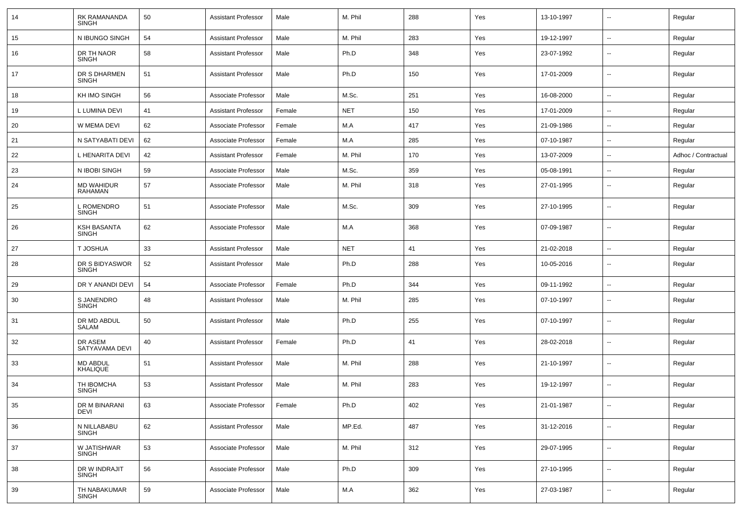| 14 | RK RAMANANDA SINGH | 50 | Assistant Professor | Male | M. Phil | 288 | Yes | 13-10-1997 | -- | Regular |
|---|---|---|---|---|---|---|---|---|---|---|
| 15 | N IBUNGO SINGH | 54 | Assistant Professor | Male | M. Phil | 283 | Yes | 19-12-1997 | -- | Regular |
| 16 | DR TH NAOR SINGH | 58 | Assistant Professor | Male | Ph.D | 348 | Yes | 23-07-1992 | -- | Regular |
| 17 | DR S DHARMEN SINGH | 51 | Assistant Professor | Male | Ph.D | 150 | Yes | 17-01-2009 | -- | Regular |
| 18 | KH IMO SINGH | 56 | Associate Professor | Male | M.Sc. | 251 | Yes | 16-08-2000 | -- | Regular |
| 19 | L LUMINA DEVI | 41 | Assistant Professor | Female | NET | 150 | Yes | 17-01-2009 | -- | Regular |
| 20 | W MEMA DEVI | 62 | Associate Professor | Female | M.A | 417 | Yes | 21-09-1986 | -- | Regular |
| 21 | N SATYABATI DEVI | 62 | Associate Professor | Female | M.A | 285 | Yes | 07-10-1987 | -- | Regular |
| 22 | L HENARITA DEVI | 42 | Assistant Professor | Female | M. Phil | 170 | Yes | 13-07-2009 | -- | Adhoc / Contractual |
| 23 | N IBOBI SINGH | 59 | Associate Professor | Male | M.Sc. | 359 | Yes | 05-08-1991 | -- | Regular |
| 24 | MD WAHIDUR RAHAMAN | 57 | Associate Professor | Male | M. Phil | 318 | Yes | 27-01-1995 | -- | Regular |
| 25 | L ROMENDRO SINGH | 51 | Associate Professor | Male | M.Sc. | 309 | Yes | 27-10-1995 | -- | Regular |
| 26 | KSH BASANTA SINGH | 62 | Associate Professor | Male | M.A | 368 | Yes | 07-09-1987 | -- | Regular |
| 27 | T JOSHUA | 33 | Assistant Professor | Male | NET | 41 | Yes | 21-02-2018 | -- | Regular |
| 28 | DR S BIDYASWOR SINGH | 52 | Assistant Professor | Male | Ph.D | 288 | Yes | 10-05-2016 | -- | Regular |
| 29 | DR Y ANANDI DEVI | 54 | Associate Professor | Female | Ph.D | 344 | Yes | 09-11-1992 | -- | Regular |
| 30 | S JANENDRO SINGH | 48 | Assistant Professor | Male | M. Phil | 285 | Yes | 07-10-1997 | -- | Regular |
| 31 | DR MD ABDUL SALAM | 50 | Assistant Professor | Male | Ph.D | 255 | Yes | 07-10-1997 | -- | Regular |
| 32 | DR ASEM SATYAVAMA DEVI | 40 | Assistant Professor | Female | Ph.D | 41 | Yes | 28-02-2018 | -- | Regular |
| 33 | MD ABDUL KHALIQUE | 51 | Assistant Professor | Male | M. Phil | 288 | Yes | 21-10-1997 | -- | Regular |
| 34 | TH IBOMCHA SINGH | 53 | Assistant Professor | Male | M. Phil | 283 | Yes | 19-12-1997 | -- | Regular |
| 35 | DR M BINARANI DEVI | 63 | Associate Professor | Female | Ph.D | 402 | Yes | 21-01-1987 | -- | Regular |
| 36 | N NILLABABU SINGH | 62 | Assistant Professor | Male | MP.Ed. | 487 | Yes | 31-12-2016 | -- | Regular |
| 37 | W JATISHWAR SINGH | 53 | Associate Professor | Male | M. Phil | 312 | Yes | 29-07-1995 | -- | Regular |
| 38 | DR W INDRAJIT SINGH | 56 | Associate Professor | Male | Ph.D | 309 | Yes | 27-10-1995 | -- | Regular |
| 39 | TH NABAKUMAR SINGH | 59 | Associate Professor | Male | M.A | 362 | Yes | 27-03-1987 | -- | Regular |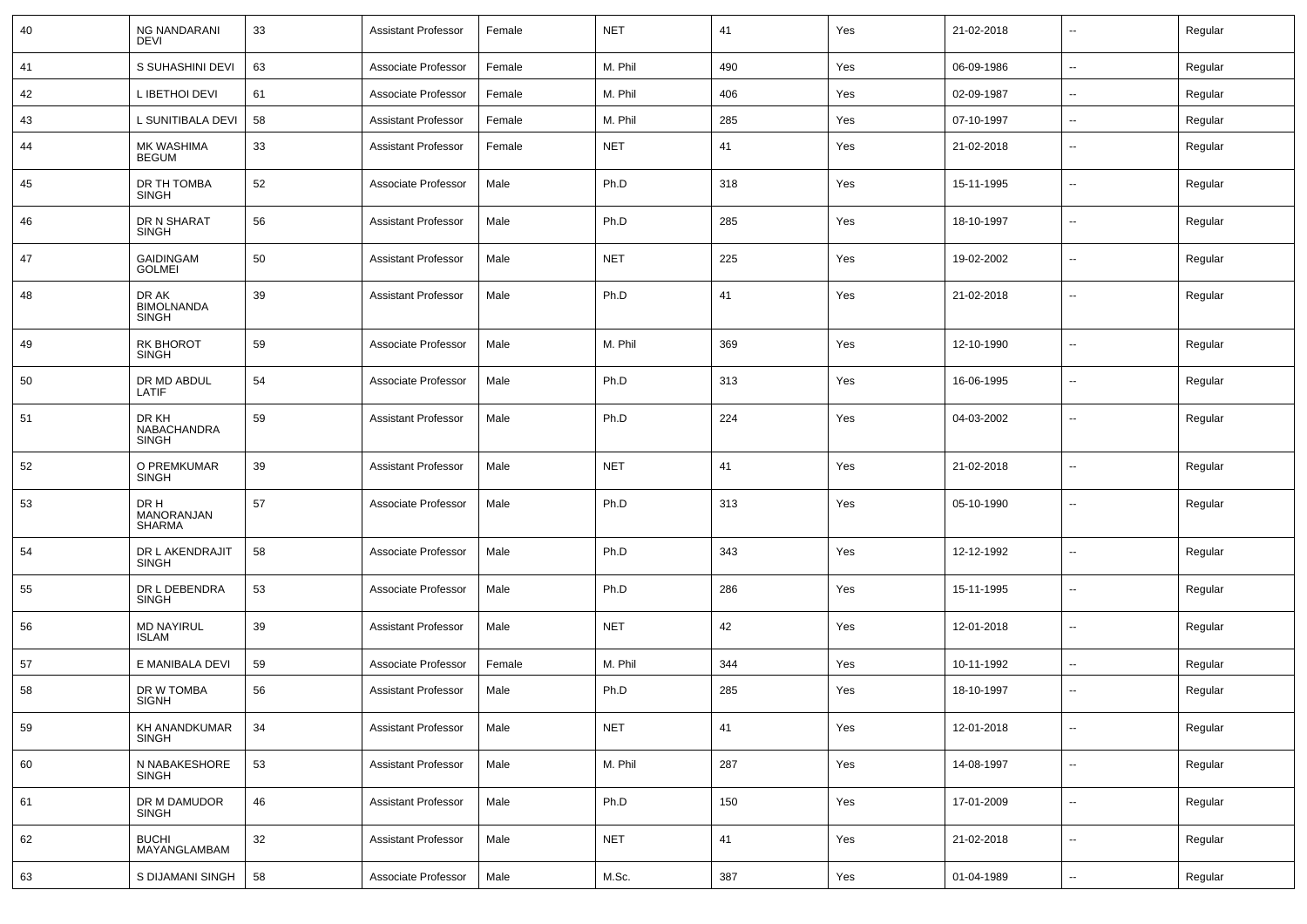| 40 | NG NANDARANI DEVI | 33 | Assistant Professor | Female | NET | 41 | Yes | 21-02-2018 | -- | Regular |
|---|---|---|---|---|---|---|---|---|---|---|
| 41 | S SUHASHINI DEVI | 63 | Associate Professor | Female | M. Phil | 490 | Yes | 06-09-1986 | -- | Regular |
| 42 | L IBETHOI DEVI | 61 | Associate Professor | Female | M. Phil | 406 | Yes | 02-09-1987 | -- | Regular |
| 43 | L SUNITIBALA DEVI | 58 | Assistant Professor | Female | M. Phil | 285 | Yes | 07-10-1997 | -- | Regular |
| 44 | MK WASHIMA BEGUM | 33 | Assistant Professor | Female | NET | 41 | Yes | 21-02-2018 | -- | Regular |
| 45 | DR TH TOMBA SINGH | 52 | Associate Professor | Male | Ph.D | 318 | Yes | 15-11-1995 | -- | Regular |
| 46 | DR N SHARAT SINGH | 56 | Assistant Professor | Male | Ph.D | 285 | Yes | 18-10-1997 | -- | Regular |
| 47 | GAIDINGAM GOLMEI | 50 | Assistant Professor | Male | NET | 225 | Yes | 19-02-2002 | -- | Regular |
| 48 | DR AK BIMOLNANDA SINGH | 39 | Assistant Professor | Male | Ph.D | 41 | Yes | 21-02-2018 | -- | Regular |
| 49 | RK BHOROT SINGH | 59 | Associate Professor | Male | M. Phil | 369 | Yes | 12-10-1990 | -- | Regular |
| 50 | DR MD ABDUL LATIF | 54 | Associate Professor | Male | Ph.D | 313 | Yes | 16-06-1995 | -- | Regular |
| 51 | DR KH NABACHANDRA SINGH | 59 | Assistant Professor | Male | Ph.D | 224 | Yes | 04-03-2002 | -- | Regular |
| 52 | O PREMKUMAR SINGH | 39 | Assistant Professor | Male | NET | 41 | Yes | 21-02-2018 | -- | Regular |
| 53 | DR H MANORANJAN SHARMA | 57 | Associate Professor | Male | Ph.D | 313 | Yes | 05-10-1990 | -- | Regular |
| 54 | DR L AKENDRAJIT SINGH | 58 | Associate Professor | Male | Ph.D | 343 | Yes | 12-12-1992 | -- | Regular |
| 55 | DR L DEBENDRA SINGH | 53 | Associate Professor | Male | Ph.D | 286 | Yes | 15-11-1995 | -- | Regular |
| 56 | MD NAYIRUL ISLAM | 39 | Assistant Professor | Male | NET | 42 | Yes | 12-01-2018 | -- | Regular |
| 57 | E MANIBALA DEVI | 59 | Associate Professor | Female | M. Phil | 344 | Yes | 10-11-1992 | -- | Regular |
| 58 | DR W TOMBA SIGNH | 56 | Assistant Professor | Male | Ph.D | 285 | Yes | 18-10-1997 | -- | Regular |
| 59 | KH ANANDKUMAR SINGH | 34 | Assistant Professor | Male | NET | 41 | Yes | 12-01-2018 | -- | Regular |
| 60 | N NABAKESHORE SINGH | 53 | Assistant Professor | Male | M. Phil | 287 | Yes | 14-08-1997 | -- | Regular |
| 61 | DR M DAMUDOR SINGH | 46 | Assistant Professor | Male | Ph.D | 150 | Yes | 17-01-2009 | -- | Regular |
| 62 | BUCHI MAYANGLAMBAM | 32 | Assistant Professor | Male | NET | 41 | Yes | 21-02-2018 | -- | Regular |
| 63 | S DIJAMANI SINGH | 58 | Associate Professor | Male | M.Sc. | 387 | Yes | 01-04-1989 | -- | Regular |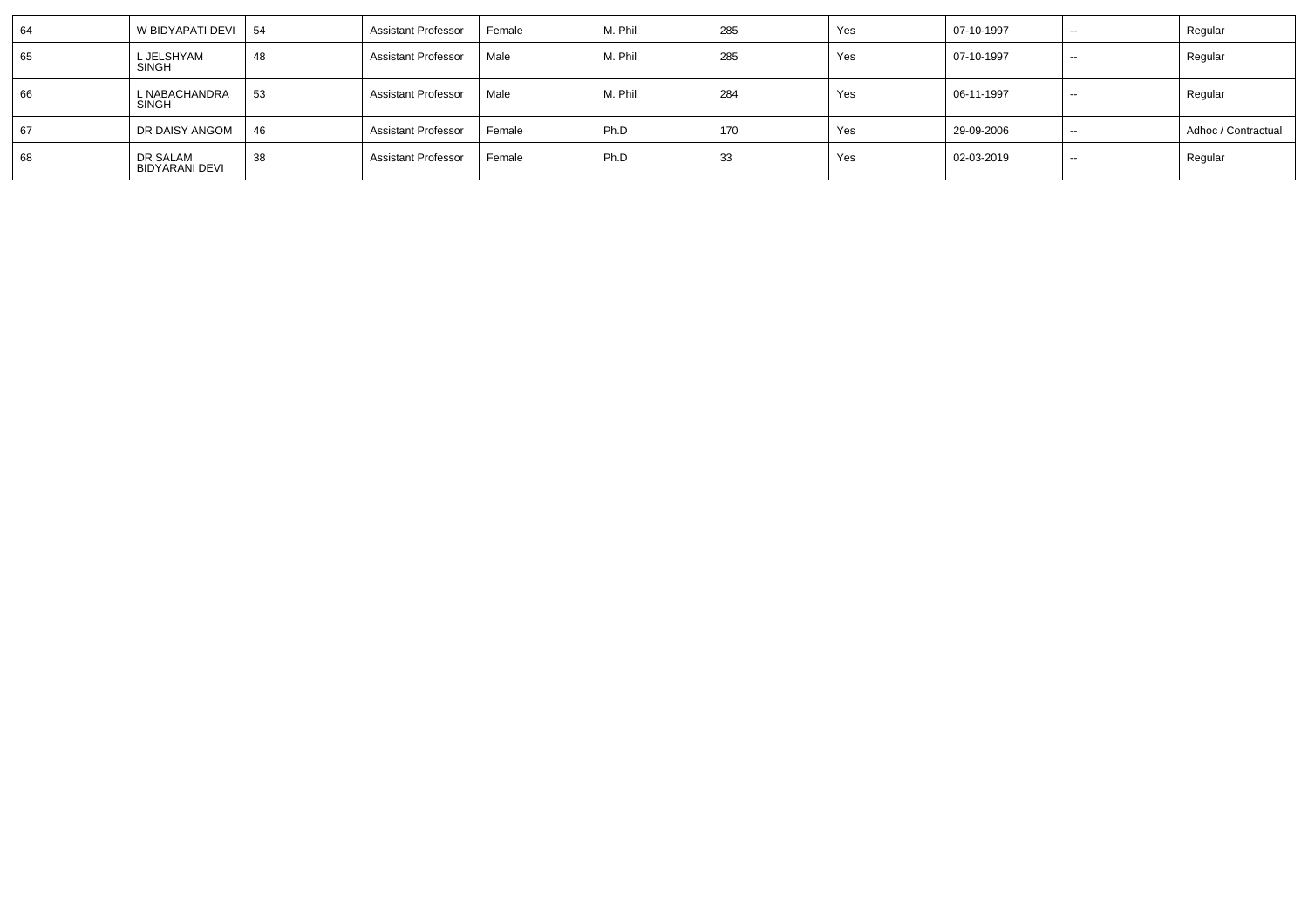| | | | | | | | | | | |
|---|---|---|---|---|---|---|---|---|---|---|
| 64 | W BIDYAPATI DEVI | 54 | Assistant Professor | Female | M. Phil | 285 | Yes | 07-10-1997 | -- | Regular |
| 65 | L JELSHYAM SINGH | 48 | Assistant Professor | Male | M. Phil | 285 | Yes | 07-10-1997 | -- | Regular |
| 66 | L NABACHANDRA SINGH | 53 | Assistant Professor | Male | M. Phil | 284 | Yes | 06-11-1997 | -- | Regular |
| 67 | DR DAISY ANGOM | 46 | Assistant Professor | Female | Ph.D | 170 | Yes | 29-09-2006 | -- | Adhoc / Contractual |
| 68 | DR SALAM BIDYARANI DEVI | 38 | Assistant Professor | Female | Ph.D | 33 | Yes | 02-03-2019 | -- | Regular |